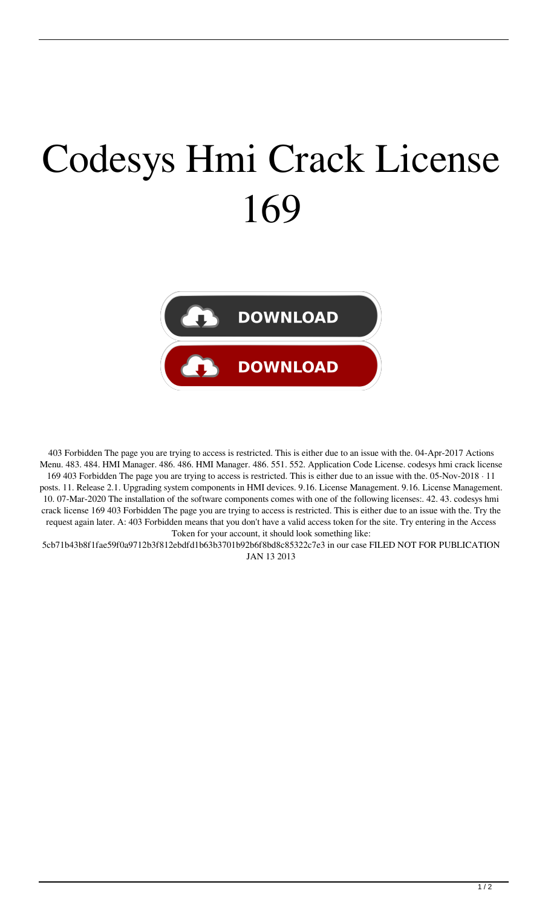# Codesys Hmi Crack License 169

**DOWNLOAD**

**DOWNLOAD**

403 Forbidden The page you are trying to access is restricted. This is either due to an issue with the. 04-Apr-2017 Actions Menu. 483. 484. HMI Manager. 486. 486. HMI Manager. 486. 551. 552. Application Code License. codesys hmi crack license 169 403 Forbidden The page you are trying to access is restricted. This is either due to an issue with the. 05-Nov-2018 · 11 posts. 11. Release 2.1. Upgrading system components in HMI devices. 9.16. License Management. 9.16. License Management. 10. 07-Mar-2020 The installation of the software components comes with one of the following licenses:. 42. 43. codesys hmi crack license 169 403 Forbidden The page you are trying to access is restricted. This is either due to an issue with the. Try the request again later. A: 403 Forbidden means that you don't have a valid access token for the site. Try entering in the Access Token for your account, it should look something like: 5cb71b43b8f1fae59f0a9712b3f812ebdfd1b63b3701b92b6f8bd8c85322c7e3 in our case FILED NOT FOR PUBLICATION JAN 13 2013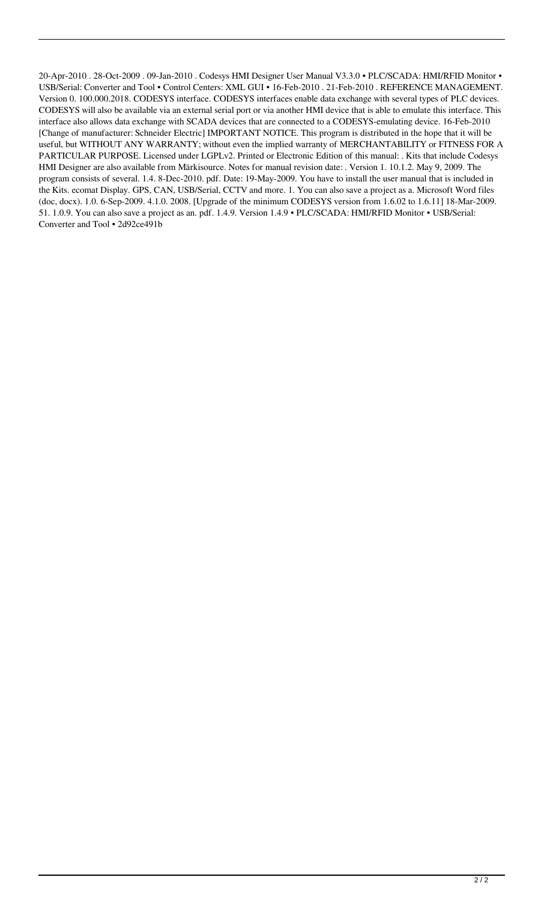20-Apr-2010 . 28-Oct-2009 . 09-Jan-2010 . Codesys HMI Designer User Manual V3.3.0 • PLC/SCADA: HMI/RFID Monitor • USB/Serial: Converter and Tool • Control Centers: XML GUI • 16-Feb-2010 . 21-Feb-2010 . REFERENCE MANAGEMENT. Version 0. 100.000.2018. CODESYS interface. CODESYS interfaces enable data exchange with several types of PLC devices. CODESYS will also be available via an external serial port or via another HMI device that is able to emulate this interface. This interface also allows data exchange with SCADA devices that are connected to a CODESYS-emulating device. 16-Feb-2010 [Change of manufacturer: Schneider Electric] IMPORTANT NOTICE. This program is distributed in the hope that it will be useful, but WITHOUT ANY WARRANTY; without even the implied warranty of MERCHANTABILITY or FITNESS FOR A PARTICULAR PURPOSE. Licensed under LGPLv2. Printed or Electronic Edition of this manual: . Kits that include Codesys HMI Designer are also available from Märkisource. Notes for manual revision date: . Version 1. 10.1.2. May 9, 2009. The program consists of several. 1.4. 8-Dec-2010. pdf. Date: 19-May-2009. You have to install the user manual that is included in the Kits. ecomat Display. GPS, CAN, USB/Serial, CCTV and more. 1. You can also save a project as a. Microsoft Word files (doc, docx). 1.0. 6-Sep-2009. 4.1.0. 2008. [Upgrade of the minimum CODESYS version from 1.6.02 to 1.6.11] 18-Mar-2009. 51. 1.0.9. You can also save a project as an. pdf. 1.4.9. Version 1.4.9 • PLC/SCADA: HMI/RFID Monitor • USB/Serial: Converter and Tool • 2d92ce491b